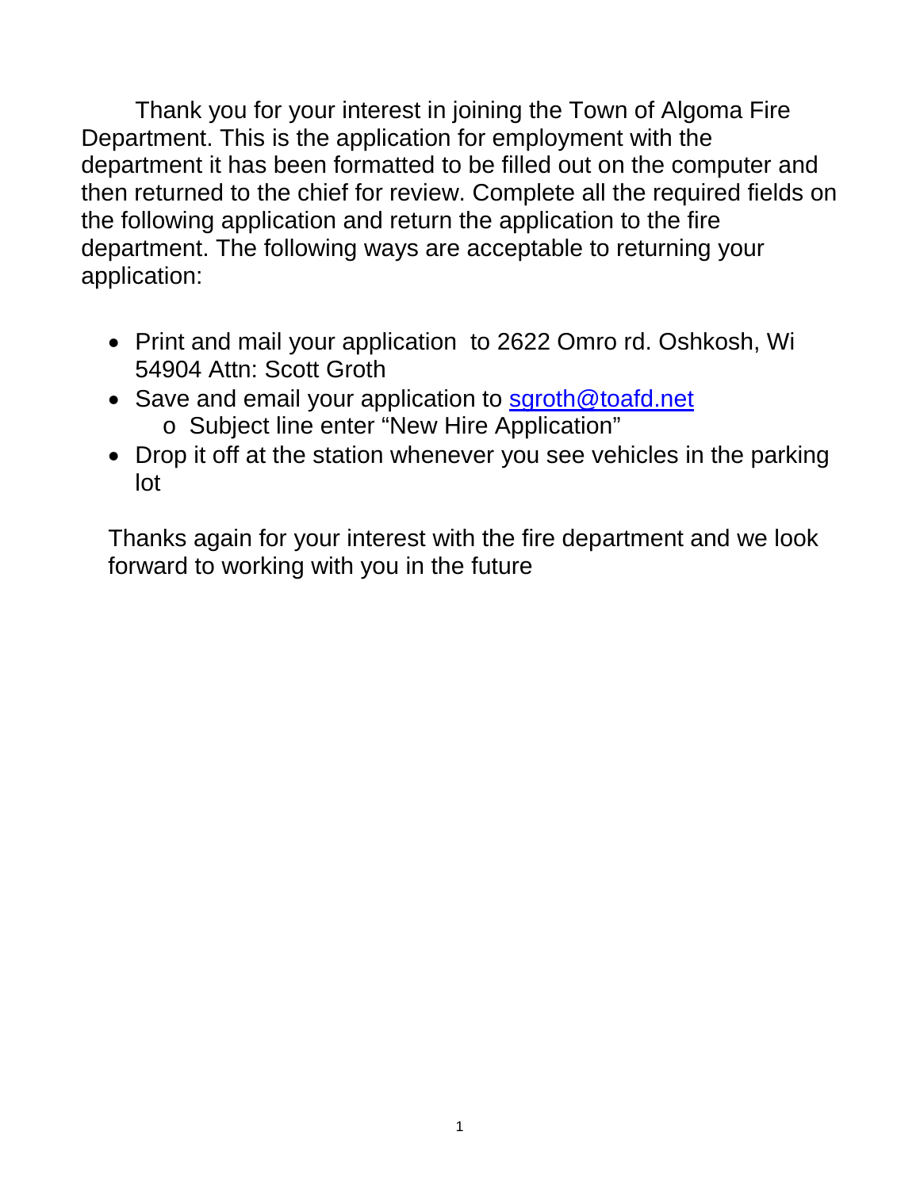Thank you for your interest in joining the Town of Algoma Fire Department. This is the application for employment with the department it has been formatted to be filled out on the computer and then returned to the chief for review. Complete all the required fields on the following application and return the application to the fire department. The following ways are acceptable to returning your application:

- Print and mail your application to 2622 Omro rd. Oshkosh, Wi 54904 Attn: Scott Groth
- Save and email your application to [sgroth@toafd.net](mailto:sgroth@toafd.net)
  - Subject line enter "New Hire Application"
- Drop it off at the station whenever you see vehicles in the parking lot

Thanks again for your interest with the fire department and we look forward to working with you in the future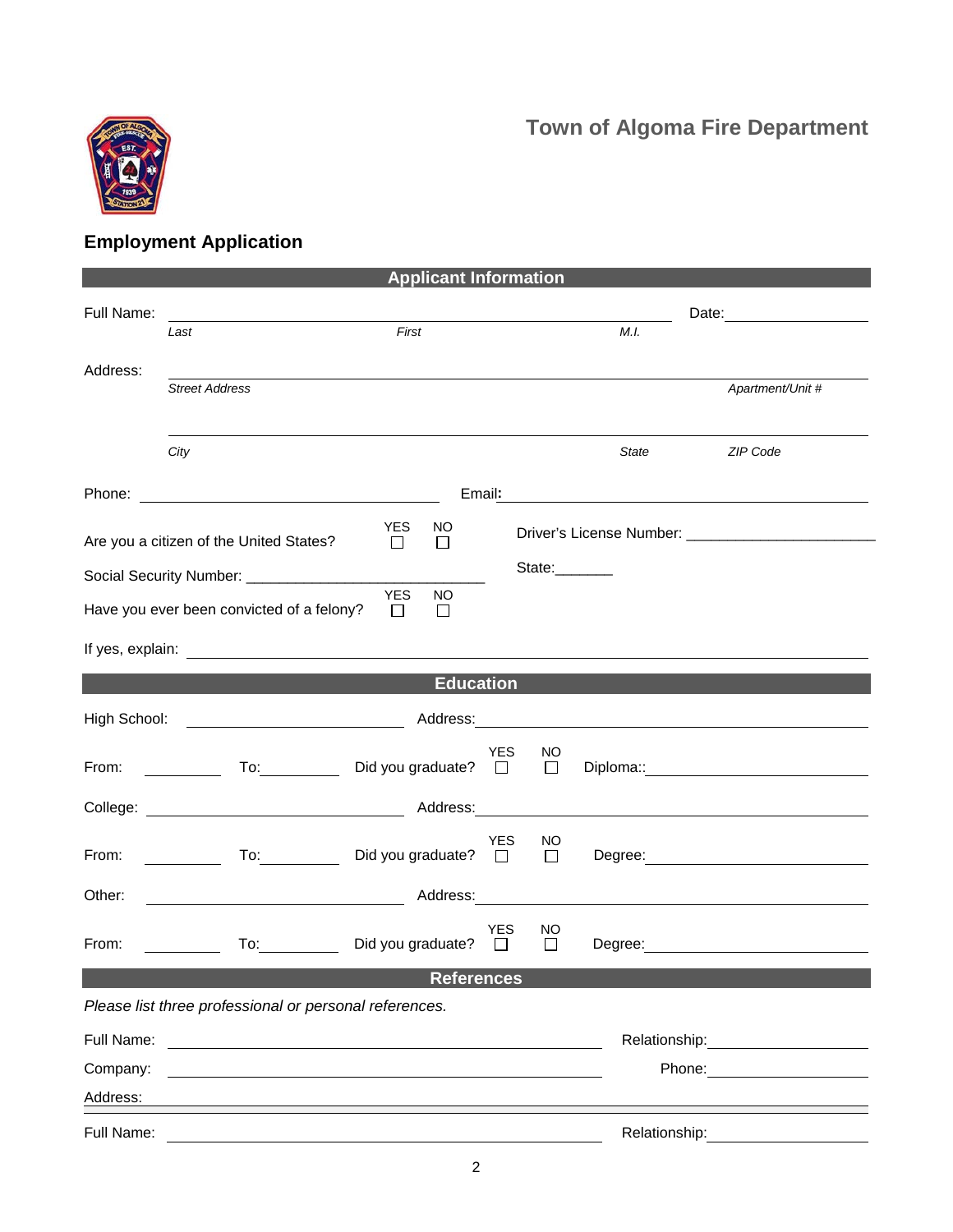## Town of Algoma Fire Department

### Employment Application

#### Applicant Information

Full Name: ______________________________________________ Date: ______________

*Last* *First* *M.I.*

Address: ______________________________________________________________

*Street Address* *Apartment/Unit #*

______________________________________________________________

*City* *State* *ZIP Code*

Phone: ______________________ Email: ______________________________

Are you a citizen of the United States? YES ☐ NO ☐

Driver's License Number: ______________________

Social Security Number: ______________________

State: _______

Have you ever been convicted of a felony? YES ☐ NO ☐

If yes, explain: ______________________________________________________________

#### Education

High School: ______________________ Address: ______________________________

From: __________ To: __________ Did you graduate? YES ☐ NO ☐ Diploma:: ______________________

College: ______________________ Address: ______________________________

From: __________ To: __________ Did you graduate? YES ☐ NO ☐ Degree: ______________________

Other: ______________________ Address: ______________________________

From: __________ To: __________ Did you graduate? YES ☐ NO ☐ Degree: ______________________

#### References

*Please list three professional or personal references.*

Full Name: ______________________________________ Relationship: ______________

Company: ______________________________________ Phone: ______________

Address: ______________________________________________________________

Full Name: ______________________________________ Relationship: ______________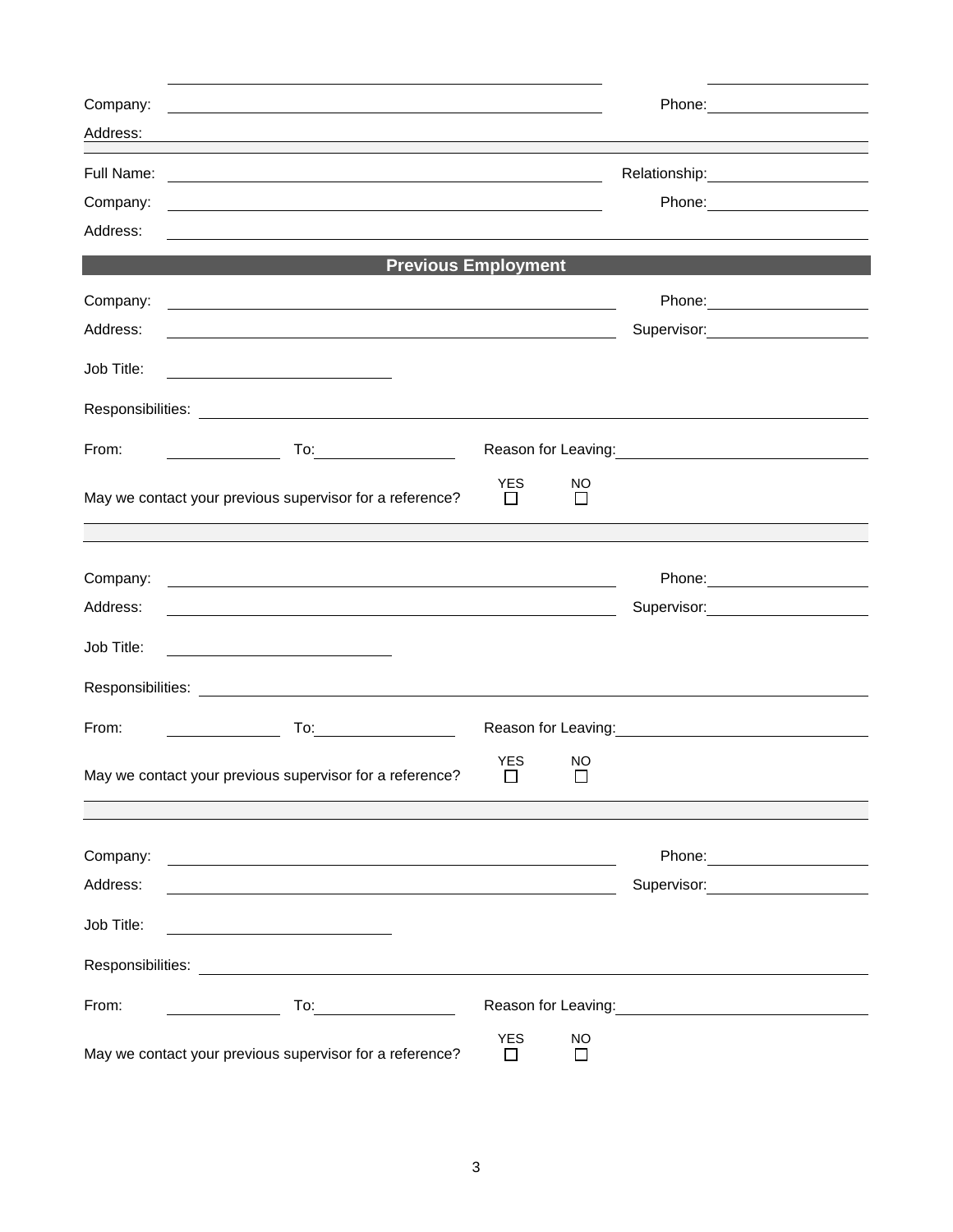Company: ____________________ Phone: ____________________

Address: ____________________

Full Name: ____________________ Relationship: ____________________

Company: ____________________ Phone: ____________________

Address: ____________________

## Previous Employment

Company: ____________________ Phone: ____________________

Address: ____________________ Supervisor: ____________________

Job Title: ____________________

Responsibilities: ____________________

From: __________ To: __________ Reason for Leaving: ____________________

May we contact your previous supervisor for a reference? YES ☐ NO ☐

---

Company: ____________________ Phone: ____________________

Address: ____________________ Supervisor: ____________________

Job Title: ____________________

Responsibilities: ____________________

From: __________ To: __________ Reason for Leaving: ____________________

May we contact your previous supervisor for a reference? YES ☐ NO ☐

---

Company: ____________________ Phone: ____________________

Address: ____________________ Supervisor: ____________________

Job Title: ____________________

Responsibilities: ____________________

From: __________ To: __________ Reason for Leaving: ____________________

May we contact your previous supervisor for a reference? YES ☐ NO ☐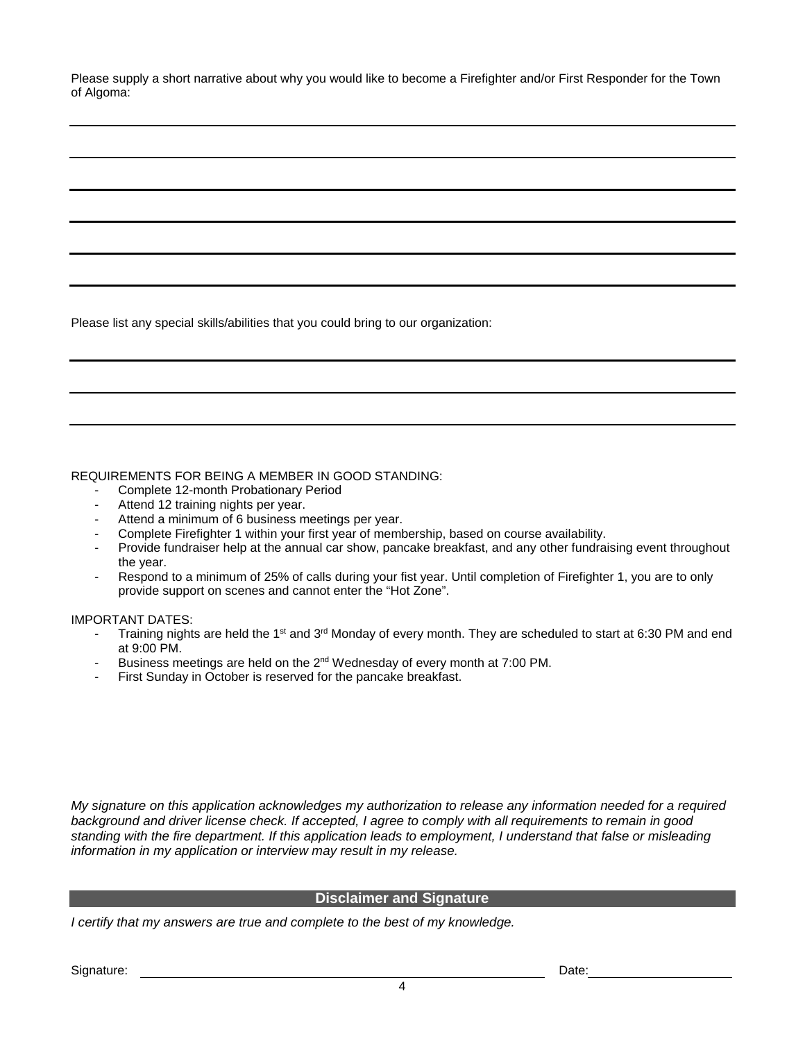Please supply a short narrative about why you would like to become a Firefighter and/or First Responder for the Town of Algoma:

Please list any special skills/abilities that you could bring to our organization:

REQUIREMENTS FOR BEING A MEMBER IN GOOD STANDING:

- Complete 12-month Probationary Period
- Attend 12 training nights per year.
- Attend a minimum of 6 business meetings per year.
- Complete Firefighter 1 within your first year of membership, based on course availability.
- Provide fundraiser help at the annual car show, pancake breakfast, and any other fundraising event throughout the year.
- Respond to a minimum of 25% of calls during your fist year. Until completion of Firefighter 1, you are to only provide support on scenes and cannot enter the "Hot Zone".

IMPORTANT DATES:

- Training nights are held the 1st and 3rd Monday of every month. They are scheduled to start at 6:30 PM and end at 9:00 PM.
- Business meetings are held on the 2nd Wednesday of every month at 7:00 PM.
- First Sunday in October is reserved for the pancake breakfast.

*My signature on this application acknowledges my authorization to release any information needed for a required background and driver license check. If accepted, I agree to comply with all requirements to remain in good standing with the fire department. If this application leads to employment, I understand that false or misleading information in my application or interview may result in my release.*

## Disclaimer and Signature

*I certify that my answers are true and complete to the best of my knowledge.*

Signature: ______________________________ Date: ______________